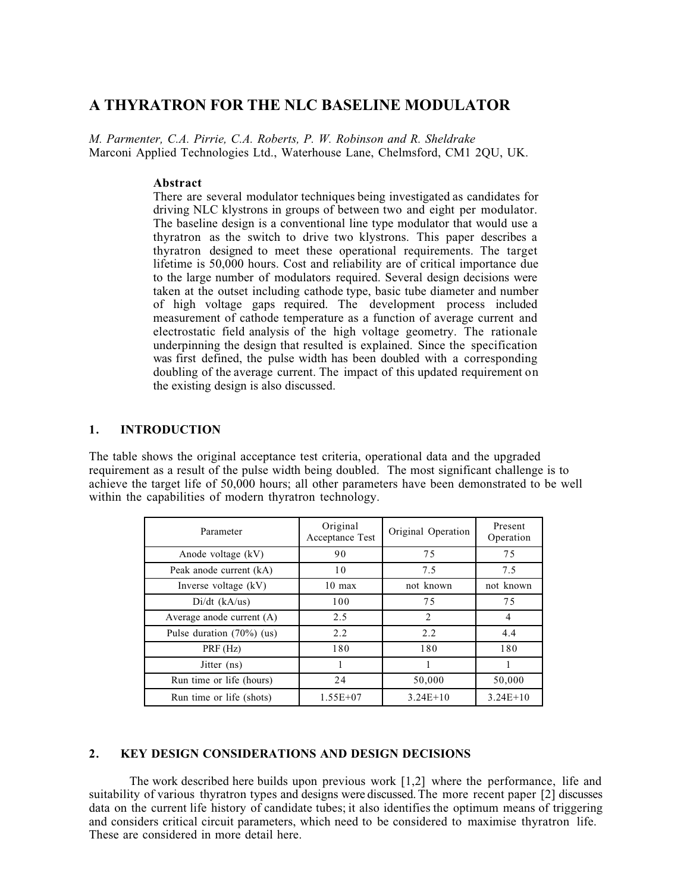# A THYRATRON FOR THE NLC BASELINE MODULATOR

*M. Parmenter, C.A. Pirrie, C.A. Roberts, P. W. Robinson and R. Sheldrake*
Marconi Applied Technologies Ltd., Waterhouse Lane, Chelmsford, CM1 2QU, UK.

**Abstract**

There are several modulator techniques being investigated as candidates for driving NLC klystrons in groups of between two and eight per modulator. The baseline design is a conventional line type modulator that would use a thyratron as the switch to drive two klystrons. This paper describes a thyratron designed to meet these operational requirements. The target lifetime is 50,000 hours. Cost and reliability are of critical importance due to the large number of modulators required. Several design decisions were taken at the outset including cathode type, basic tube diameter and number of high voltage gaps required. The development process included measurement of cathode temperature as a function of average current and electrostatic field analysis of the high voltage geometry. The rationale underpinning the design that resulted is explained. Since the specification was first defined, the pulse width has been doubled with a corresponding doubling of the average current. The impact of this updated requirement on the existing design is also discussed.

## 1. INTRODUCTION

The table shows the original acceptance test criteria, operational data and the upgraded requirement as a result of the pulse width being doubled. The most significant challenge is to achieve the target life of 50,000 hours; all other parameters have been demonstrated to be well within the capabilities of modern thyratron technology.

| Parameter | Original Acceptance Test | Original Operation | Present Operation |
|---|---|---|---|
| Anode voltage (kV) | 90 | 75 | 75 |
| Peak anode current (kA) | 10 | 7.5 | 7.5 |
| Inverse voltage (kV) | 10 max | not known | not known |
| Di/dt (kA/us) | 100 | 75 | 75 |
| Average anode current (A) | 2.5 | 2 | 4 |
| Pulse duration (70%) (us) | 2.2 | 2.2 | 4.4 |
| PRF (Hz) | 180 | 180 | 180 |
| Jitter (ns) | 1 | 1 | 1 |
| Run time or life (hours) | 24 | 50,000 | 50,000 |
| Run time or life (shots) | 1.55E+07 | 3.24E+10 | 3.24E+10 |

## 2. KEY DESIGN CONSIDERATIONS AND DESIGN DECISIONS

The work described here builds upon previous work [1,2] where the performance, life and suitability of various thyratron types and designs were discussed. The more recent paper [2] discusses data on the current life history of candidate tubes; it also identifies the optimum means of triggering and considers critical circuit parameters, which need to be considered to maximise thyratron life. These are considered in more detail here.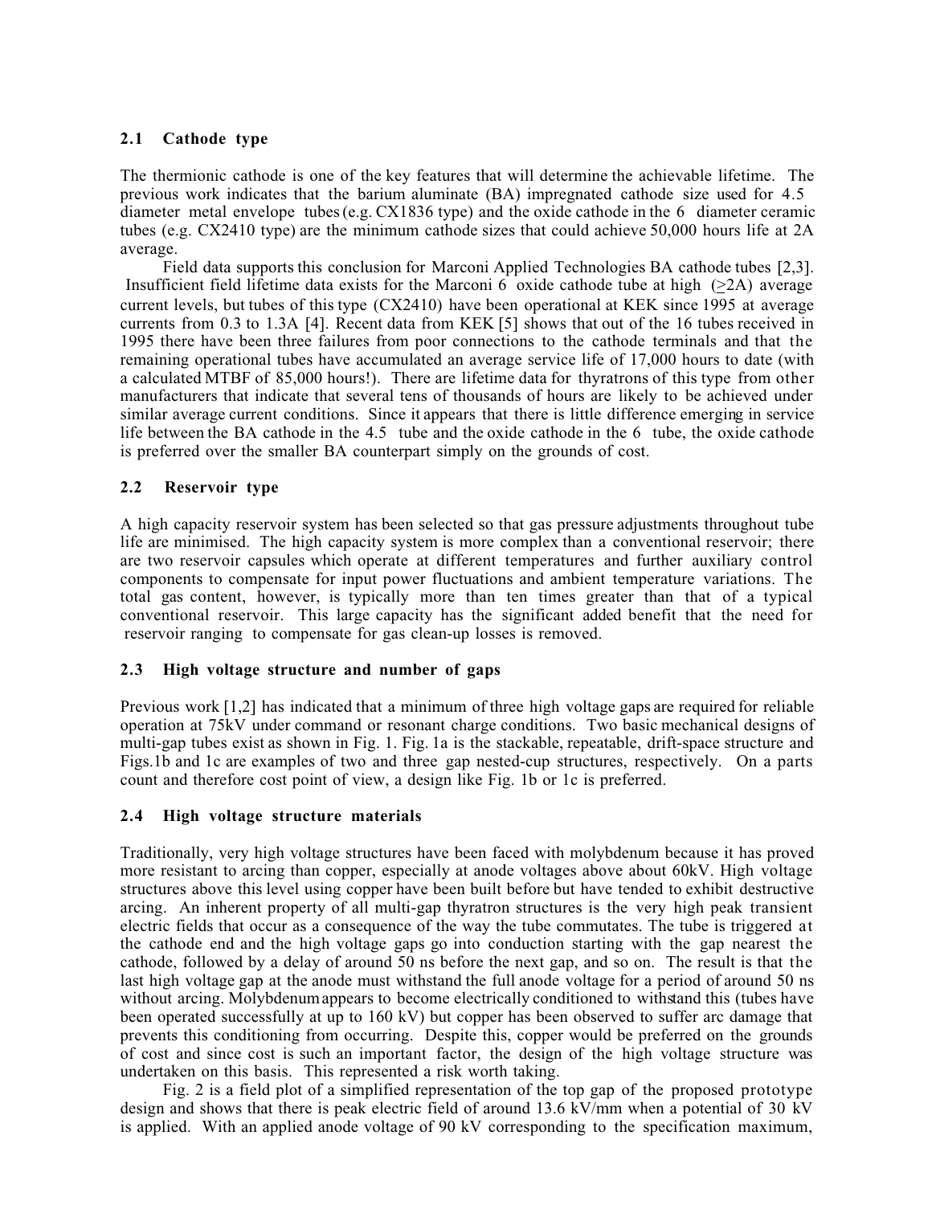### 2.1 Cathode type

The thermionic cathode is one of the key features that will determine the achievable lifetime. The previous work indicates that the barium aluminate (BA) impregnated cathode size used for 4.5" diameter metal envelope tubes (e.g. CX1836 type) and the oxide cathode in the 6" diameter ceramic tubes (e.g. CX2410 type) are the minimum cathode sizes that could achieve 50,000 hours life at 2A average.

Field data supports this conclusion for Marconi Applied Technologies BA cathode tubes [2,3]. Insufficient field lifetime data exists for the Marconi 6" oxide cathode tube at high (≥2A) average current levels, but tubes of this type (CX2410) have been operational at KEK since 1995 at average currents from 0.3 to 1.3A [4]. Recent data from KEK [5] shows that out of the 16 tubes received in 1995 there have been three failures from poor connections to the cathode terminals and that the remaining operational tubes have accumulated an average service life of 17,000 hours to date (with a calculated MTBF of 85,000 hours!). There are lifetime data for thyratrons of this type from other manufacturers that indicate that several tens of thousands of hours are likely to be achieved under similar average current conditions. Since it appears that there is little difference emerging in service life between the BA cathode in the 4.5" tube and the oxide cathode in the 6" tube, the oxide cathode is preferred over the smaller BA counterpart simply on the grounds of cost.

### 2.2 Reservoir type

A high capacity reservoir system has been selected so that gas pressure adjustments throughout tube life are minimised. The high capacity system is more complex than a conventional reservoir; there are two reservoir capsules which operate at different temperatures and further auxiliary control components to compensate for input power fluctuations and ambient temperature variations. The total gas content, however, is typically more than ten times greater than that of a typical conventional reservoir. This large capacity has the significant added benefit that the need for reservoir ranging to compensate for gas clean-up losses is removed.

### 2.3 High voltage structure and number of gaps

Previous work [1,2] has indicated that a minimum of three high voltage gaps are required for reliable operation at 75kV under command or resonant charge conditions. Two basic mechanical designs of multi-gap tubes exist as shown in Fig. 1. Fig. 1a is the stackable, repeatable, drift-space structure and Figs.1b and 1c are examples of two and three gap nested-cup structures, respectively. On a parts count and therefore cost point of view, a design like Fig. 1b or 1c is preferred.

### 2.4 High voltage structure materials

Traditionally, very high voltage structures have been faced with molybdenum because it has proved more resistant to arcing than copper, especially at anode voltages above about 60kV. High voltage structures above this level using copper have been built before but have tended to exhibit destructive arcing. An inherent property of all multi-gap thyratron structures is the very high peak transient electric fields that occur as a consequence of the way the tube commutates. The tube is triggered at the cathode end and the high voltage gaps go into conduction starting with the gap nearest the cathode, followed by a delay of around 50 ns before the next gap, and so on. The result is that the last high voltage gap at the anode must withstand the full anode voltage for a period of around 50 ns without arcing. Molybdenum appears to become electrically conditioned to withstand this (tubes have been operated successfully at up to 160 kV) but copper has been observed to suffer arc damage that prevents this conditioning from occurring. Despite this, copper would be preferred on the grounds of cost and since cost is such an important factor, the design of the high voltage structure was undertaken on this basis. This represented a risk worth taking.

Fig. 2 is a field plot of a simplified representation of the top gap of the proposed prototype design and shows that there is peak electric field of around 13.6 kV/mm when a potential of 30 kV is applied. With an applied anode voltage of 90 kV corresponding to the specification maximum,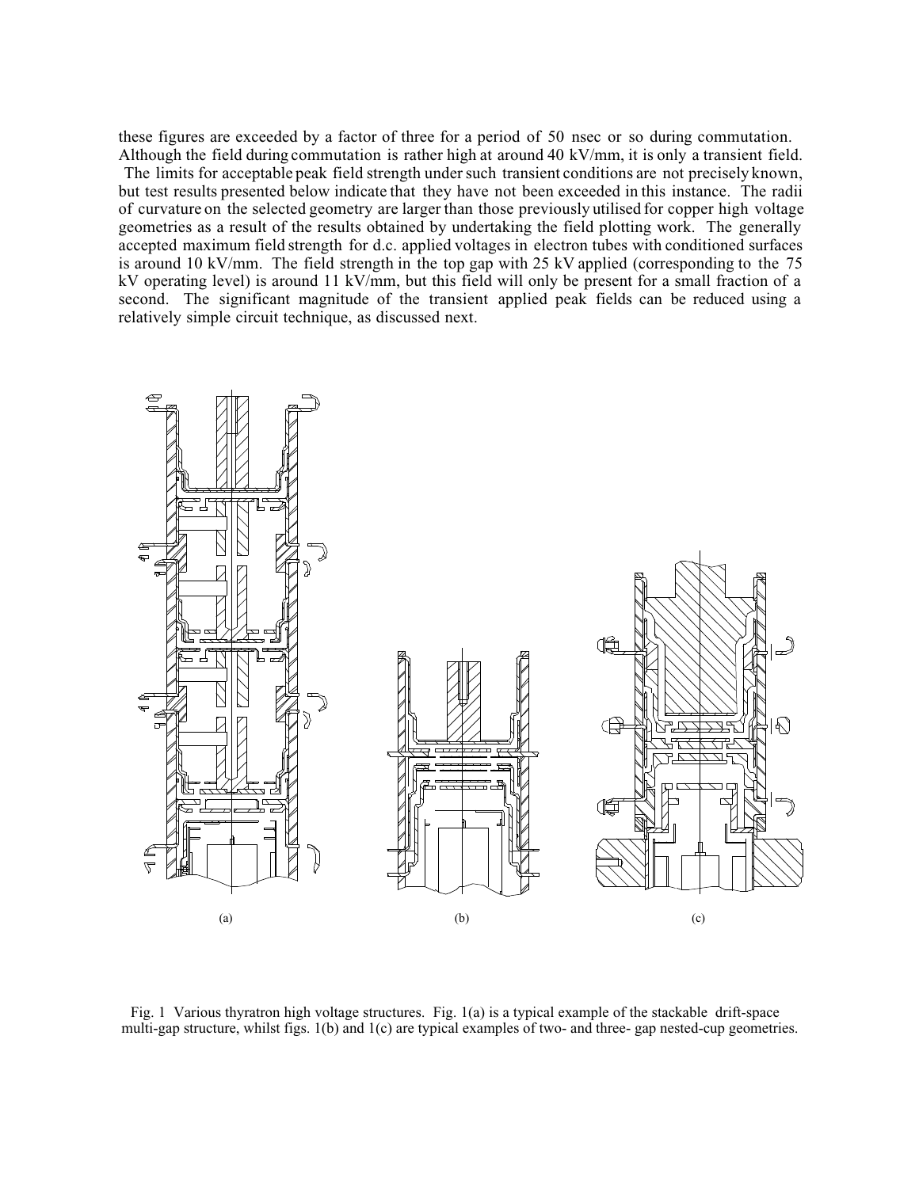these figures are exceeded by a factor of three for a period of 50 nsec or so during commutation. Although the field during commutation is rather high at around 40 kV/mm, it is only a transient field. The limits for acceptable peak field strength under such transient conditions are not precisely known, but test results presented below indicate that they have not been exceeded in this instance. The radii of curvature on the selected geometry are larger than those previously utilised for copper high voltage geometries as a result of the results obtained by undertaking the field plotting work. The generally accepted maximum field strength for d.c. applied voltages in electron tubes with conditioned surfaces is around 10 kV/mm. The field strength in the top gap with 25 kV applied (corresponding to the 75 kV operating level) is around 11 kV/mm, but this field will only be present for a small fraction of a second. The significant magnitude of the transient applied peak fields can be reduced using a relatively simple circuit technique, as discussed next.

(a) (b) (c)

Fig. 1 Various thyratron high voltage structures. Fig. 1(a) is a typical example of the stackable drift-space multi-gap structure, whilst figs. 1(b) and 1(c) are typical examples of two- and three- gap nested-cup geometries.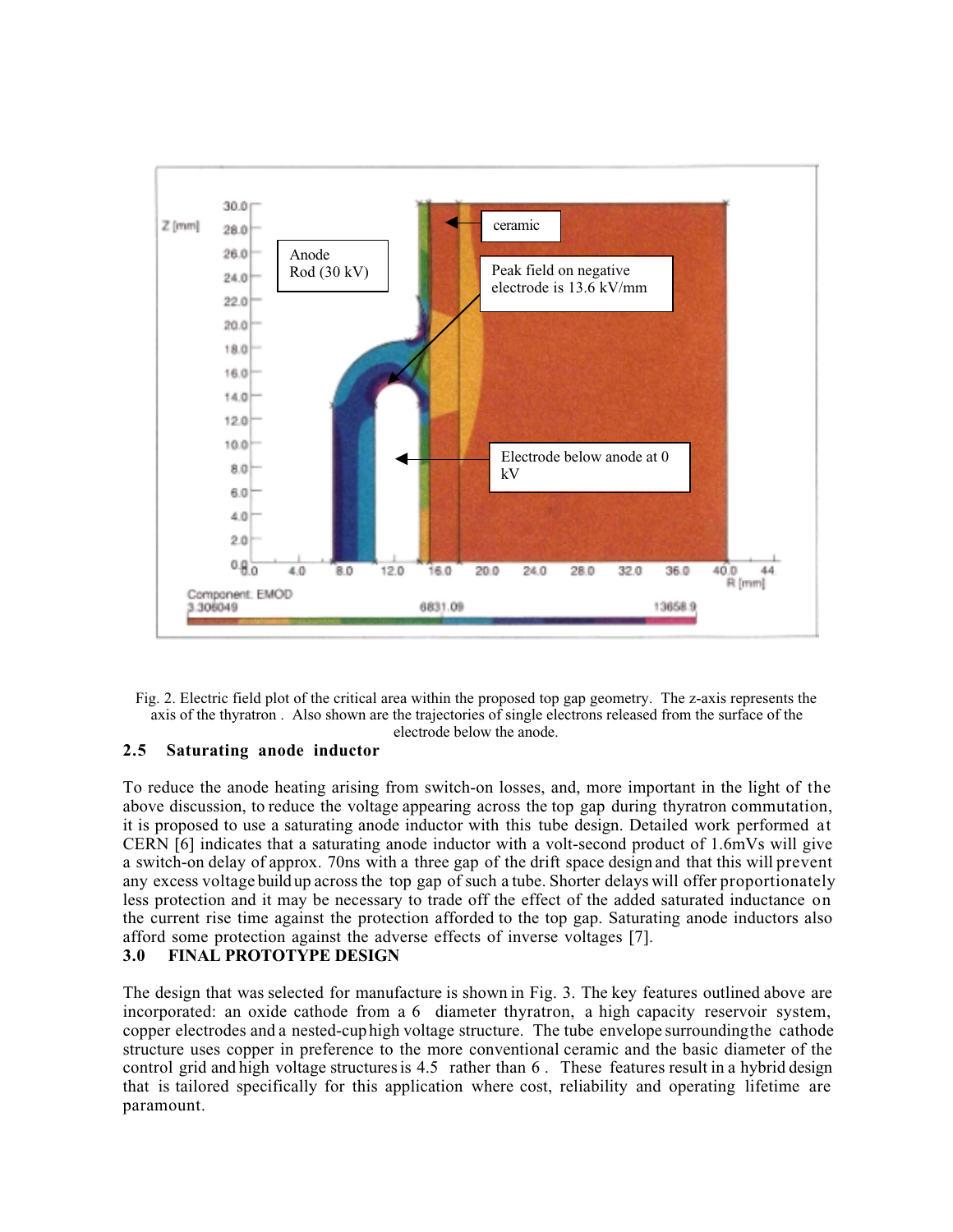Fig. 2. Electric field plot of the critical area within the proposed top gap geometry. The z-axis represents the axis of the thyratron . Also shown are the trajectories of single electrons released from the surface of the electrode below the anode.

## 2.5 Saturating anode inductor

To reduce the anode heating arising from switch-on losses, and, more important in the light of the above discussion, to reduce the voltage appearing across the top gap during thyratron commutation, it is proposed to use a saturating anode inductor with this tube design. Detailed work performed at CERN [6] indicates that a saturating anode inductor with a volt-second product of 1.6mVs will give a switch-on delay of approx. 70ns with a three gap of the drift space design and that this will prevent any excess voltage build up across the top gap of such a tube. Shorter delays will offer proportionately less protection and it may be necessary to trade off the effect of the added saturated inductance on the current rise time against the protection afforded to the top gap. Saturating anode inductors also afford some protection against the adverse effects of inverse voltages [7].

# 3.0 FINAL PROTOTYPE DESIGN

The design that was selected for manufacture is shown in Fig. 3. The key features outlined above are incorporated: an oxide cathode from a 6  diameter thyratron, a high capacity reservoir system, copper electrodes and a nested-cup high voltage structure. The tube envelope surrounding the cathode structure uses copper in preference to the more conventional ceramic and the basic diameter of the control grid and high voltage structures is 4.5  rather than 6 . These features result in a hybrid design that is tailored specifically for this application where cost, reliability and operating lifetime are paramount.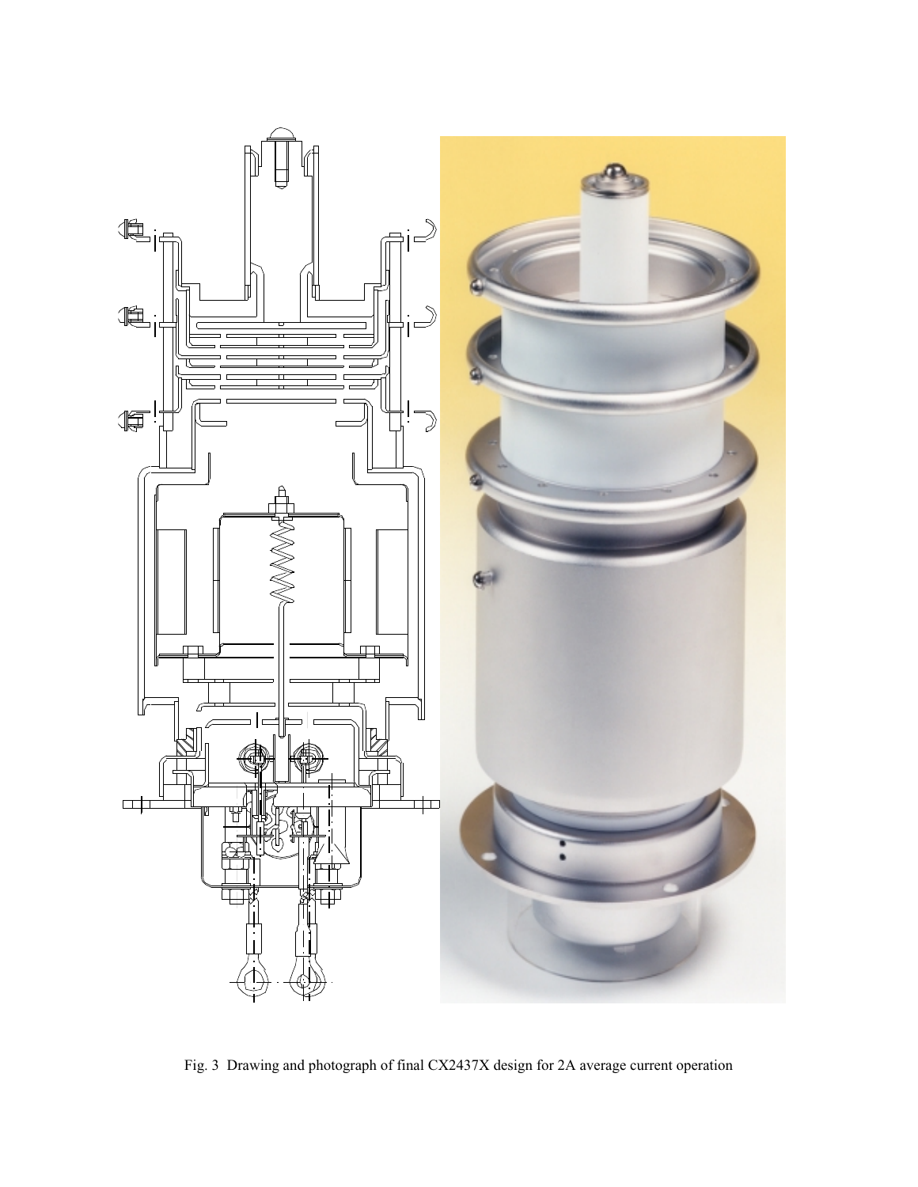Fig. 3 Drawing and photograph of final CX2437X design for 2A average current operation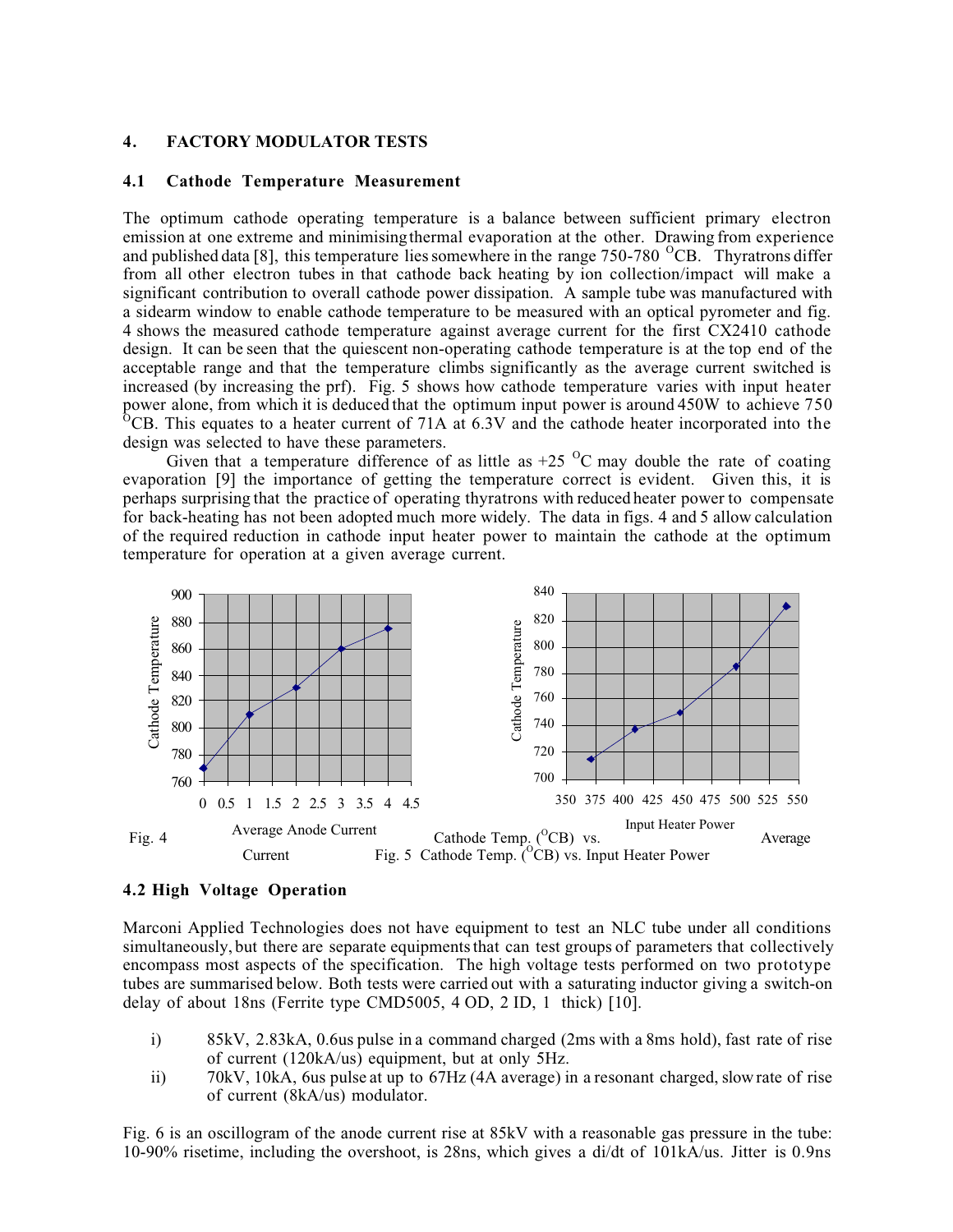## 4. FACTORY MODULATOR TESTS

### 4.1 Cathode Temperature Measurement

The optimum cathode operating temperature is a balance between sufficient primary electron emission at one extreme and minimising thermal evaporation at the other. Drawing from experience and published data [8], this temperature lies somewhere in the range 750-780 $^{O}$CB. Thyratrons differ from all other electron tubes in that cathode back heating by ion collection/impact will make a significant contribution to overall cathode power dissipation. A sample tube was manufactured with a sidearm window to enable cathode temperature to be measured with an optical pyrometer and fig. 4 shows the measured cathode temperature against average current for the first CX2410 cathode design. It can be seen that the quiescent non-operating cathode temperature is at the top end of the acceptable range and that the temperature climbs significantly as the average current switched is increased (by increasing the prf). Fig. 5 shows how cathode temperature varies with input heater power alone, from which it is deduced that the optimum input power is around 450W to achieve 750 $^{O}$CB. This equates to a heater current of 71A at 6.3V and the cathode heater incorporated into the design was selected to have these parameters.

Given that a temperature difference of as little as +25 $^{O}$C may double the rate of coating evaporation [9] the importance of getting the temperature correct is evident. Given this, it is perhaps surprising that the practice of operating thyratrons with reduced heater power to compensate for back-heating has not been adopted much more widely. The data in figs. 4 and 5 allow calculation of the required reduction in cathode input heater power to maintain the cathode at the optimum temperature for operation at a given average current.

Fig. 4 Cathode Temp. ($^{O}$CB) vs. Average Anode Current

Fig. 5 Cathode Temp. ($^{O}$CB) vs. Input Heater Power

### 4.2 High Voltage Operation

Marconi Applied Technologies does not have equipment to test an NLC tube under all conditions simultaneously, but there are separate equipments that can test groups of parameters that collectively encompass most aspects of the specification. The high voltage tests performed on two prototype tubes are summarised below. Both tests were carried out with a saturating inductor giving a switch-on delay of about 18ns (Ferrite type CMD5005, 4 OD, 2 ID, 1 thick) [10].

i) 85kV, 2.83kA, 0.6us pulse in a command charged (2ms with a 8ms hold), fast rate of rise of current (120kA/us) equipment, but at only 5Hz.

ii) 70kV, 10kA, 6us pulse at up to 67Hz (4A average) in a resonant charged, slow rate of rise of current (8kA/us) modulator.

Fig. 6 is an oscillogram of the anode current rise at 85kV with a reasonable gas pressure in the tube: 10-90% risetime, including the overshoot, is 28ns, which gives a di/dt of 101kA/us. Jitter is 0.9ns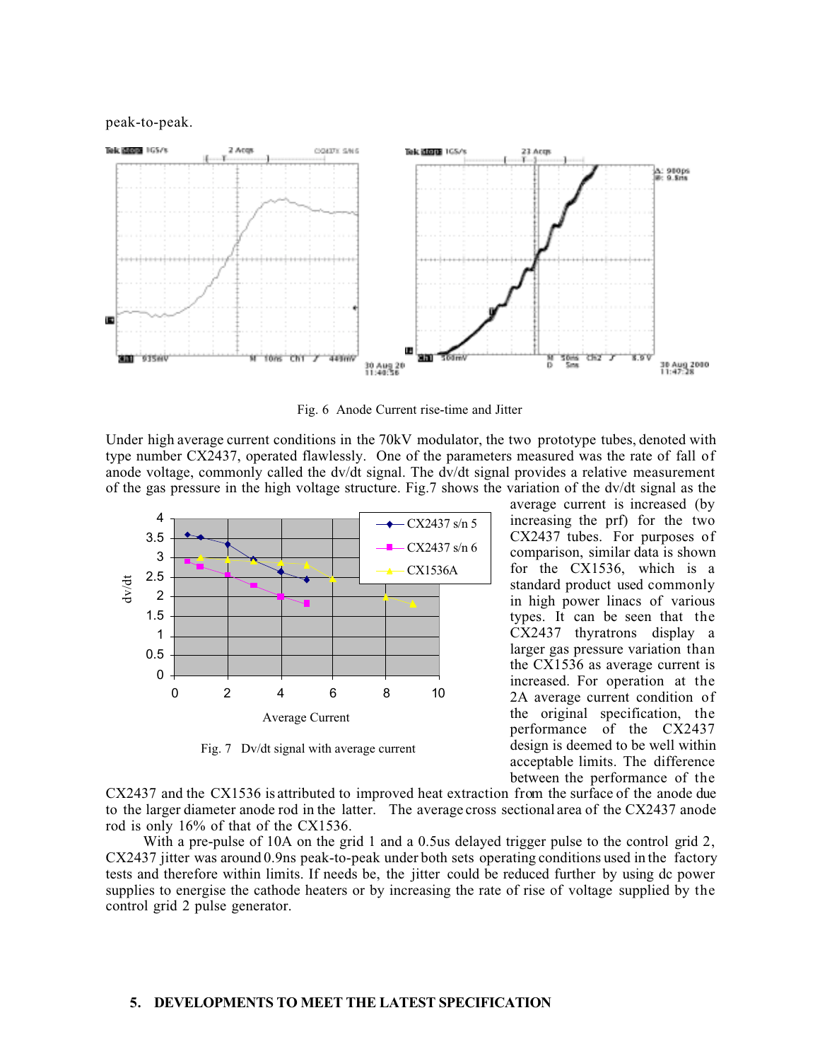peak-to-peak.

Fig. 6 Anode Current rise-time and Jitter

Under high average current conditions in the 70kV modulator, the two prototype tubes, denoted with type number CX2437, operated flawlessly. One of the parameters measured was the rate of fall of anode voltage, commonly called the dv/dt signal. The dv/dt signal provides a relative measurement of the gas pressure in the high voltage structure. Fig.7 shows the variation of the dv/dt signal as the average current is increased (by increasing the prf) for the two CX2437 tubes. For purposes of comparison, similar data is shown for the CX1536, which is a standard product used commonly in high power linacs of various types. It can be seen that the CX2437 thyratrons display a larger gas pressure variation than the CX1536 as average current is increased. For operation at the 2A average current condition of the original specification, the performance of the CX2437 design is deemed to be well within acceptable limits. The difference between the performance of the CX2437 and the CX1536 is attributed to improved heat extraction from the surface of the anode due to the larger diameter anode rod in the latter. The average cross sectional area of the CX2437 anode rod is only 16% of that of the CX1536.

Fig. 7 Dv/dt signal with average current

With a pre-pulse of 10A on the grid 1 and a 0.5us delayed trigger pulse to the control grid 2, CX2437 jitter was around 0.9ns peak-to-peak under both sets operating conditions used in the factory tests and therefore within limits. If needs be, the jitter could be reduced further by using dc power supplies to energise the cathode heaters or by increasing the rate of rise of voltage supplied by the control grid 2 pulse generator.

## 5. DEVELOPMENTS TO MEET THE LATEST SPECIFICATION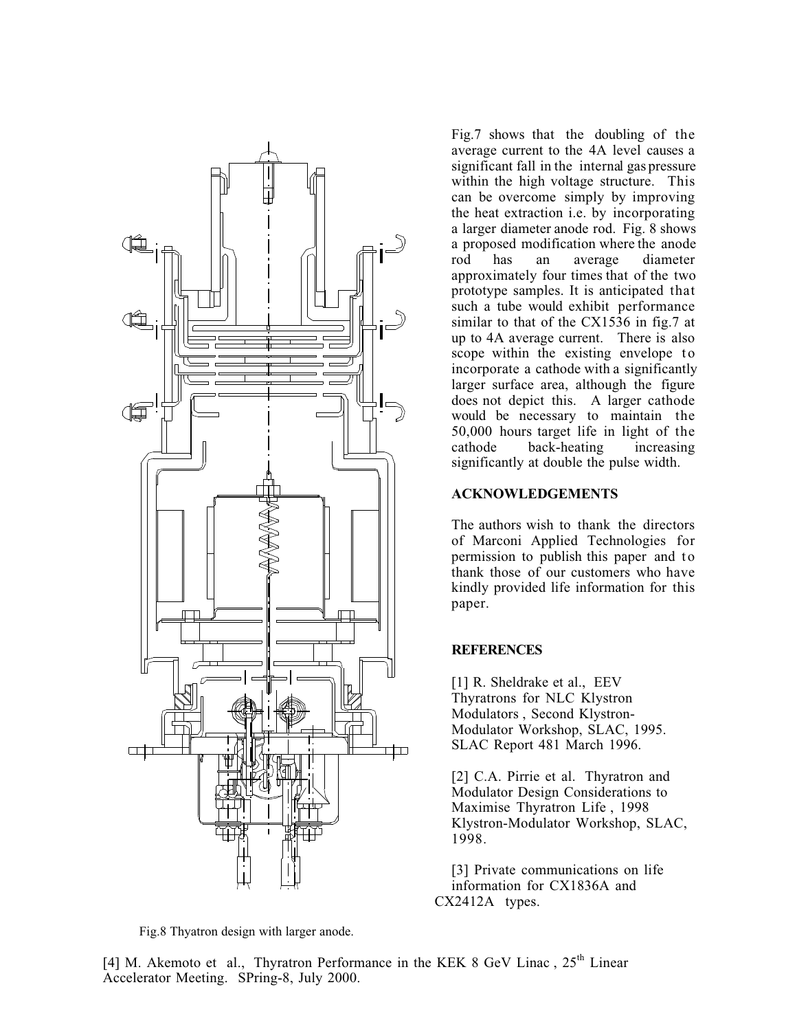Fig.7 shows that the doubling of the average current to the 4A level causes a significant fall in the internal gas pressure within the high voltage structure. This can be overcome simply by improving the heat extraction i.e. by incorporating a larger diameter anode rod. Fig. 8 shows a proposed modification where the anode rod has an average diameter approximately four times that of the two prototype samples. It is anticipated that such a tube would exhibit performance similar to that of the CX1536 in fig.7 at up to 4A average current. There is also scope within the existing envelope to incorporate a cathode with a significantly larger surface area, although the figure does not depict this. A larger cathode would be necessary to maintain the 50,000 hours target life in light of the cathode back-heating increasing significantly at double the pulse width.

Fig.8 Thyatron design with larger anode.

## ACKNOWLEDGEMENTS

The authors wish to thank the directors of Marconi Applied Technologies for permission to publish this paper and to thank those of our customers who have kindly provided life information for this paper.

## REFERENCES

[1] R. Sheldrake et al., EEV Thyratrons for NLC Klystron Modulators , Second Klystron-Modulator Workshop, SLAC, 1995. SLAC Report 481 March 1996.

[2] C.A. Pirrie et al. Thyratron and Modulator Design Considerations to Maximise Thyratron Life , 1998 Klystron-Modulator Workshop, SLAC, 1998.

[3] Private communications on life information for CX1836A and CX2412A types.

[4] M. Akemoto et al., Thyratron Performance in the KEK 8 GeV Linac , 25th Linear Accelerator Meeting. SPring-8, July 2000.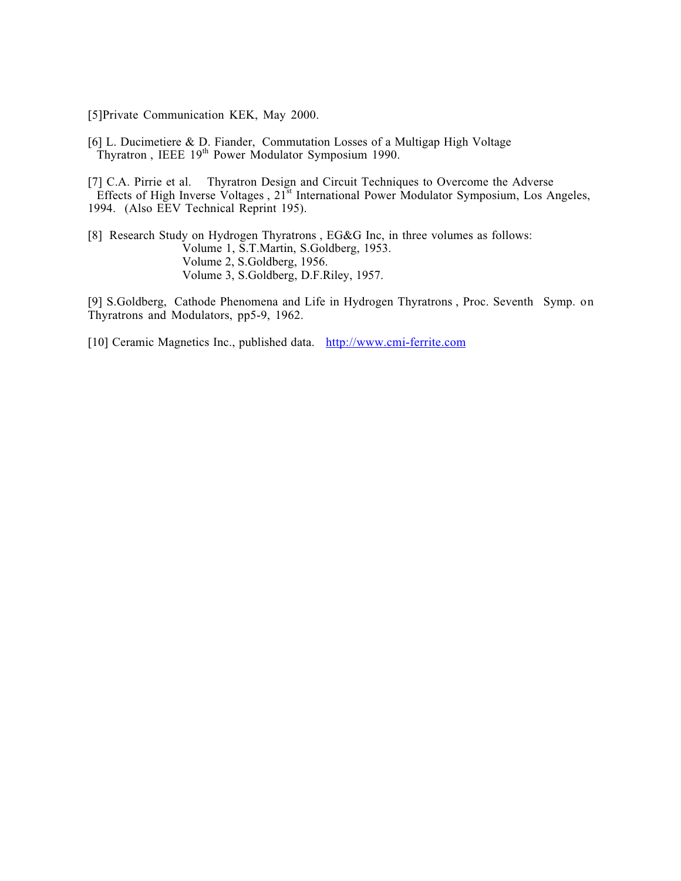[5]Private Communication KEK, May 2000.

[6] L. Ducimetiere & D. Fiander, Commutation Losses of a Multigap High Voltage Thyratron , IEEE 19th Power Modulator Symposium 1990.

[7] C.A. Pirrie et al. Thyratron Design and Circuit Techniques to Overcome the Adverse Effects of High Inverse Voltages , 21st International Power Modulator Symposium, Los Angeles, 1994. (Also EEV Technical Reprint 195).

[8] Research Study on Hydrogen Thyratrons , EG&G Inc, in three volumes as follows:
- Volume 1, S.T.Martin, S.Goldberg, 1953.
- Volume 2, S.Goldberg, 1956.
- Volume 3, S.Goldberg, D.F.Riley, 1957.

[9] S.Goldberg, Cathode Phenomena and Life in Hydrogen Thyratrons , Proc. Seventh Symp. on Thyratrons and Modulators, pp5-9, 1962.

[10] Ceramic Magnetics Inc., published data. http://www.cmi-ferrite.com